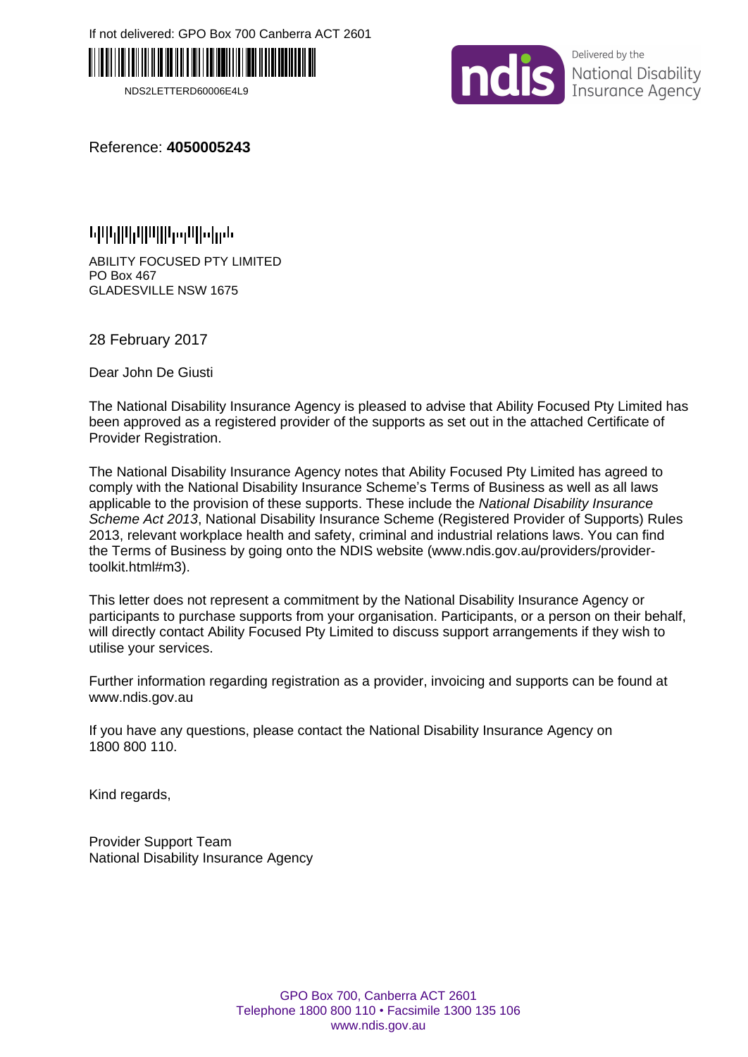If not delivered: GPO Box 700 Canberra ACT 2601

NDS2LETTERD60006E4L9

ndis Delivered by the National Disability Insurance Agency

Reference: **4050005243**

ABILITY FOCUSED PTY LIMITED
PO Box 467
GLADESVILLE NSW 1675

28 February 2017

Dear John De Giusti

The National Disability Insurance Agency is pleased to advise that Ability Focused Pty Limited has been approved as a registered provider of the supports as set out in the attached Certificate of Provider Registration.

The National Disability Insurance Agency notes that Ability Focused Pty Limited has agreed to comply with the National Disability Insurance Scheme's Terms of Business as well as all laws applicable to the provision of these supports. These include the *National Disability Insurance Scheme Act 2013*, National Disability Insurance Scheme (Registered Provider of Supports) Rules 2013, relevant workplace health and safety, criminal and industrial relations laws. You can find the Terms of Business by going onto the NDIS website (www.ndis.gov.au/providers/provider-toolkit.html#m3).

This letter does not represent a commitment by the National Disability Insurance Agency or participants to purchase supports from your organisation. Participants, or a person on their behalf, will directly contact Ability Focused Pty Limited to discuss support arrangements if they wish to utilise your services.

Further information regarding registration as a provider, invoicing and supports can be found at www.ndis.gov.au

If you have any questions, please contact the National Disability Insurance Agency on 1800 800 110.

Kind regards,

Provider Support Team
National Disability Insurance Agency

GPO Box 700, Canberra ACT 2601
Telephone 1800 800 110 • Facsimile 1300 135 106
www.ndis.gov.au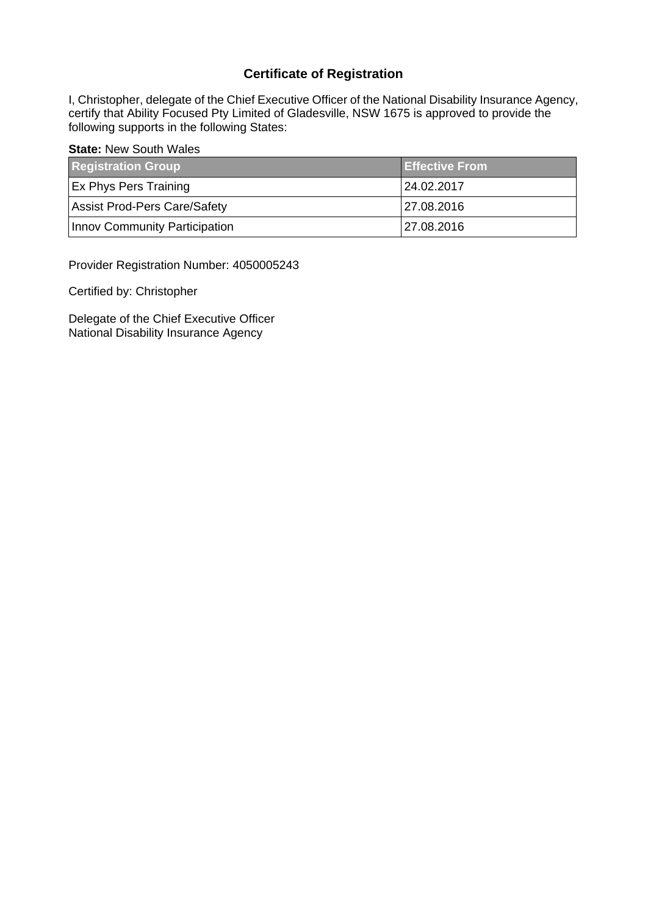# Certificate of Registration

I, Christopher, delegate of the Chief Executive Officer of the National Disability Insurance Agency, certify that Ability Focused Pty Limited of Gladesville, NSW 1675 is approved to provide the following supports in the following States:

**State:** New South Wales

| Registration Group | Effective From |
|---|---|
| Ex Phys Pers Training | 24.02.2017 |
| Assist Prod-Pers Care/Safety | 27.08.2016 |
| Innov Community Participation | 27.08.2016 |

Provider Registration Number: 4050005243

Certified by: Christopher

Delegate of the Chief Executive Officer
National Disability Insurance Agency